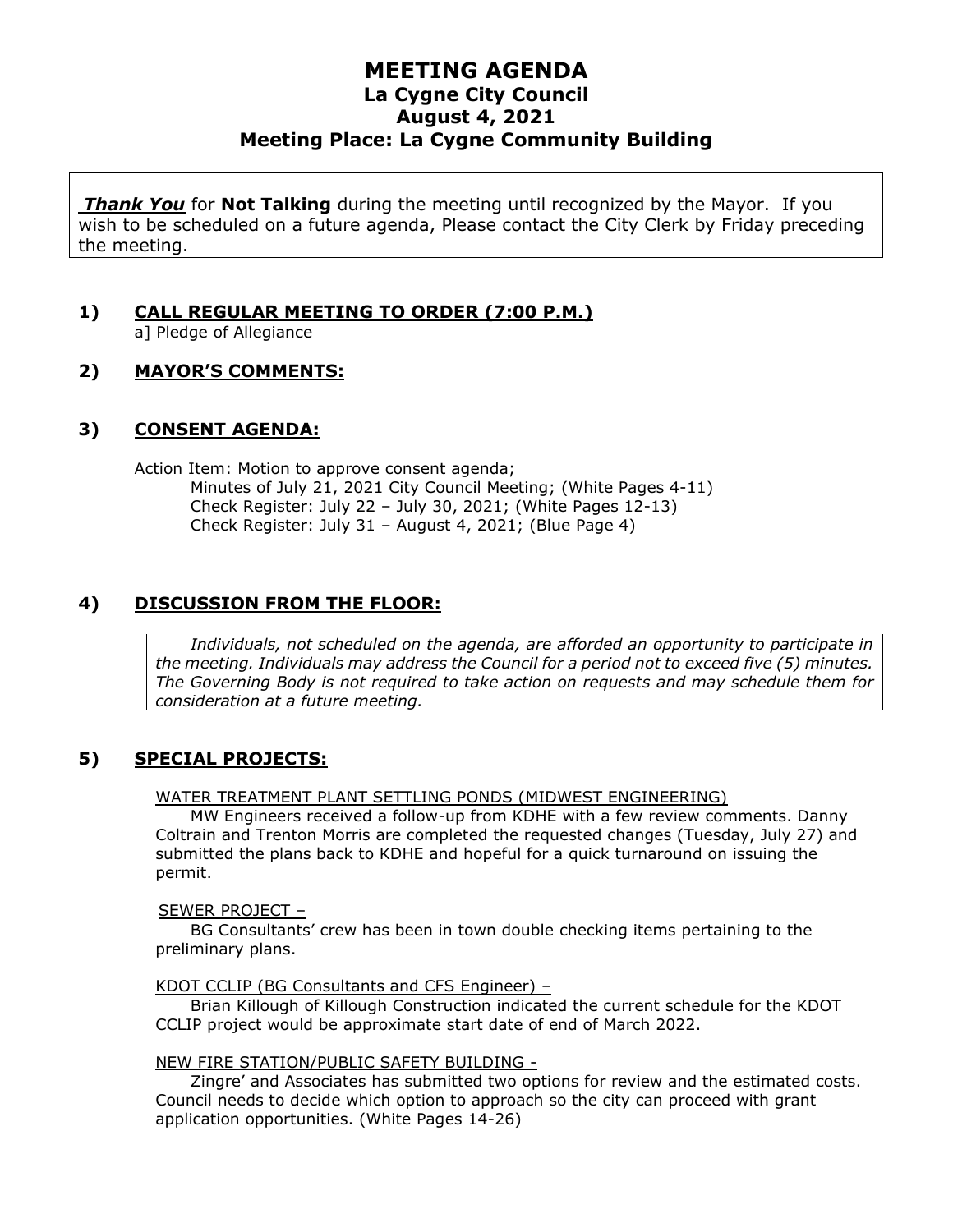# MEETING AGENDA
## La Cygne City Council
## August 4, 2021
## Meeting Place: La Cygne Community Building

***Thank You*** for **Not Talking** during the meeting until recognized by the Mayor. If you wish to be scheduled on a future agenda, Please contact the City Clerk by Friday preceding the meeting.

### 1) CALL REGULAR MEETING TO ORDER (7:00 P.M.)

a] Pledge of Allegiance

### 2) MAYOR'S COMMENTS:

### 3) CONSENT AGENDA:

Action Item: Motion to approve consent agenda;

- Minutes of July 21, 2021 City Council Meeting; (White Pages 4-11)
- Check Register: July 22 – July 30, 2021; (White Pages 12-13)
- Check Register: July 31 – August 4, 2021; (Blue Page 4)

### 4) DISCUSSION FROM THE FLOOR:

*Individuals, not scheduled on the agenda, are afforded an opportunity to participate in the meeting. Individuals may address the Council for a period not to exceed five (5) minutes. The Governing Body is not required to take action on requests and may schedule them for consideration at a future meeting.*

### 5) SPECIAL PROJECTS:

WATER TREATMENT PLANT SETTLING PONDS (MIDWEST ENGINEERING)

MW Engineers received a follow-up from KDHE with a few review comments. Danny Coltrain and Trenton Morris are completed the requested changes (Tuesday, July 27) and submitted the plans back to KDHE and hopeful for a quick turnaround on issuing the permit.

SEWER PROJECT –

BG Consultants' crew has been in town double checking items pertaining to the preliminary plans.

KDOT CCLIP (BG Consultants and CFS Engineer) –

Brian Killough of Killough Construction indicated the current schedule for the KDOT CCLIP project would be approximate start date of end of March 2022.

NEW FIRE STATION/PUBLIC SAFETY BUILDING -

Zingre' and Associates has submitted two options for review and the estimated costs. Council needs to decide which option to approach so the city can proceed with grant application opportunities. (White Pages 14-26)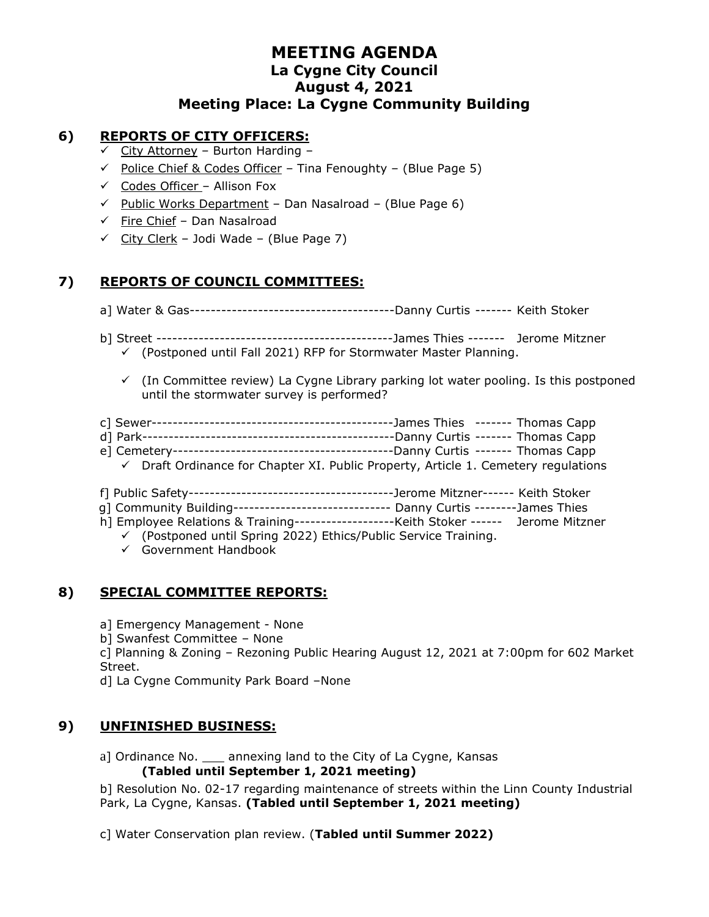# MEETING AGENDA
## La Cygne City Council
## August 4, 2021
## Meeting Place: La Cygne Community Building

## 6) REPORTS OF CITY OFFICERS:

- ✓ City Attorney – Burton Harding –
- ✓ Police Chief & Codes Officer – Tina Fenoughty – (Blue Page 5)
- ✓ Codes Officer – Allison Fox
- ✓ Public Works Department – Dan Nasalroad – (Blue Page 6)
- ✓ Fire Chief – Dan Nasalroad
- ✓ City Clerk – Jodi Wade – (Blue Page 7)

## 7) REPORTS OF COUNCIL COMMITTEES:

a] Water & Gas---------------------------------------Danny Curtis ------- Keith Stoker

b] Street --------------------------------------------James Thies ------- Jerome Mitzner

- ✓ (Postponed until Fall 2021) RFP for Stormwater Master Planning.
- ✓ (In Committee review) La Cygne Library parking lot water pooling. Is this postponed until the stormwater survey is performed?

c] Sewer----------------------------------------------James Thies ------- Thomas Capp

d] Park------------------------------------------------Danny Curtis ------- Thomas Capp

e] Cemetery------------------------------------------Danny Curtis ------- Thomas Capp

- ✓ Draft Ordinance for Chapter XI. Public Property, Article 1. Cemetery regulations

f] Public Safety---------------------------------------Jerome Mitzner------ Keith Stoker

g] Community Building------------------------------ Danny Curtis --------James Thies

h] Employee Relations & Training-------------------Keith Stoker ------ Jerome Mitzner

- ✓ (Postponed until Spring 2022) Ethics/Public Service Training.
- ✓ Government Handbook

## 8) SPECIAL COMMITTEE REPORTS:

a] Emergency Management - None

b] Swanfest Committee – None

c] Planning & Zoning – Rezoning Public Hearing August 12, 2021 at 7:00pm for 602 Market Street.

d] La Cygne Community Park Board –None

## 9) UNFINISHED BUSINESS:

a] Ordinance No. ___ annexing land to the City of La Cygne, Kansas **(Tabled until September 1, 2021 meeting)**

b] Resolution No. 02-17 regarding maintenance of streets within the Linn County Industrial Park, La Cygne, Kansas. **(Tabled until September 1, 2021 meeting)**

c] Water Conservation plan review. (**Tabled until Summer 2022)**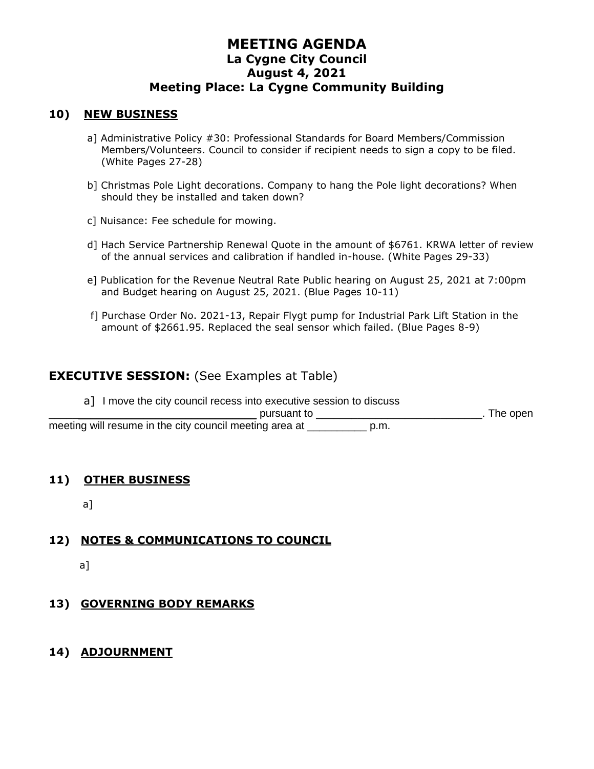# MEETING AGENDA
## La Cygne City Council
## August 4, 2021
## Meeting Place: La Cygne Community Building

## 10) NEW BUSINESS

a] Administrative Policy #30: Professional Standards for Board Members/Commission Members/Volunteers. Council to consider if recipient needs to sign a copy to be filed. (White Pages 27-28)

b] Christmas Pole Light decorations. Company to hang the Pole light decorations? When should they be installed and taken down?

c] Nuisance: Fee schedule for mowing.

d] Hach Service Partnership Renewal Quote in the amount of $6761. KRWA letter of review of the annual services and calibration if handled in-house. (White Pages 29-33)

e] Publication for the Revenue Neutral Rate Public hearing on August 25, 2021 at 7:00pm and Budget hearing on August 25, 2021. (Blue Pages 10-11)

f] Purchase Order No. 2021-13, Repair Flygt pump for Industrial Park Lift Station in the amount of $2661.95. Replaced the seal sensor which failed. (Blue Pages 8-9)

## EXECUTIVE SESSION: (See Examples at Table)

a] I move the city council recess into executive session to discuss ______________________________ pursuant to ___________________________. The open meeting will resume in the city council meeting area at __________ p.m.

## 11) OTHER BUSINESS

a]

## 12) NOTES & COMMUNICATIONS TO COUNCIL

a]

## 13) GOVERNING BODY REMARKS

## 14) ADJOURNMENT